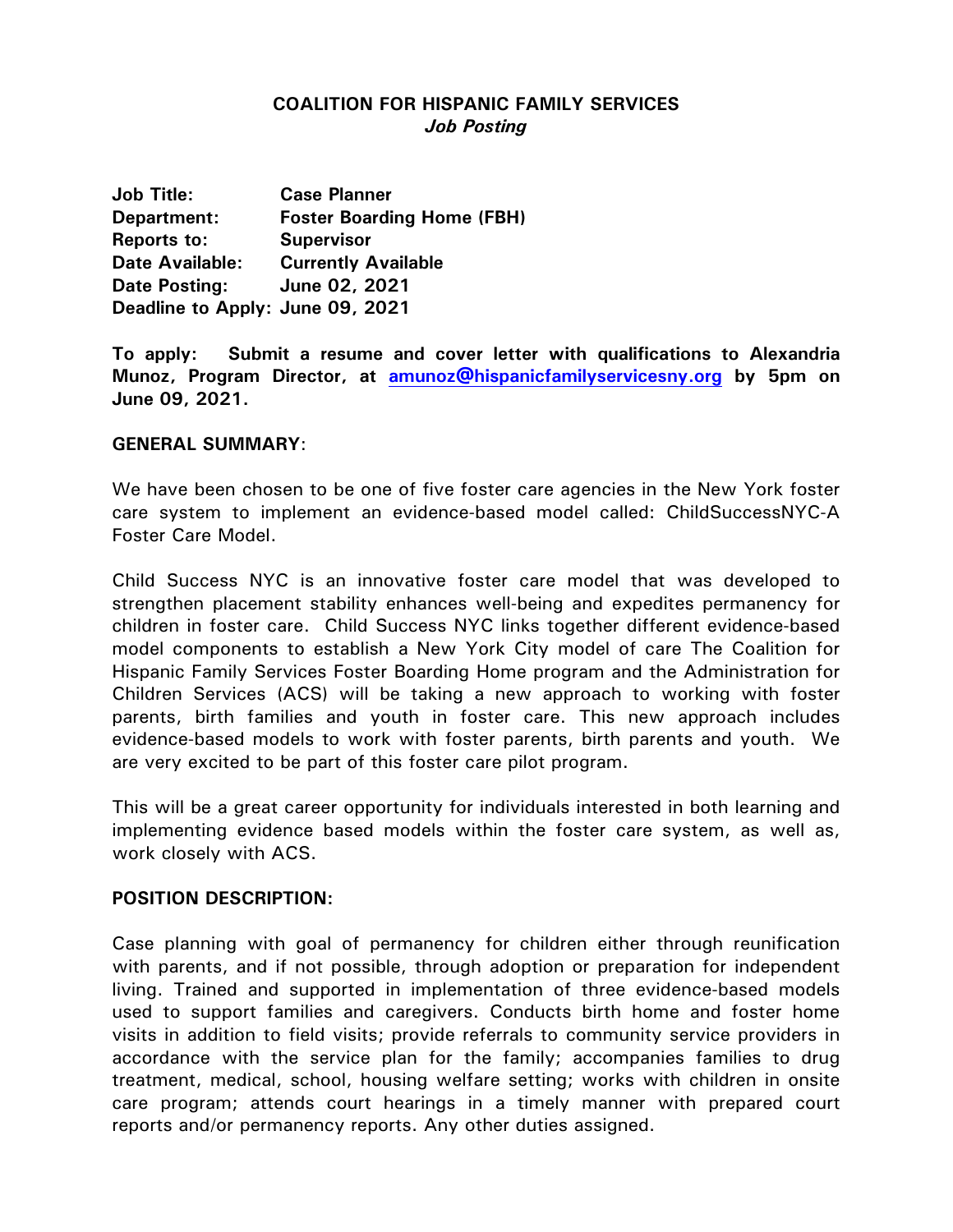# COALITION FOR HISPANIC FAMILY SERVICES

***Job Posting***

**Job Title:** **Case Planner**
**Department:** **Foster Boarding Home (FBH)**
**Reports to:** **Supervisor**
**Date Available:** **Currently Available**
**Date Posting:** **June 02, 2021**
**Deadline to Apply: June 09, 2021**

**To apply: Submit a resume and cover letter with qualifications to Alexandria Munoz, Program Director, at [amunoz@hispanicfamilyservicesny.org](mailto:amunoz@hispanicfamilyservicesny.org) by 5pm on June 09, 2021.**

## GENERAL SUMMARY:

We have been chosen to be one of five foster care agencies in the New York foster care system to implement an evidence-based model called: ChildSuccessNYC-A Foster Care Model.

Child Success NYC is an innovative foster care model that was developed to strengthen placement stability enhances well-being and expedites permanency for children in foster care. Child Success NYC links together different evidence-based model components to establish a New York City model of care The Coalition for Hispanic Family Services Foster Boarding Home program and the Administration for Children Services (ACS) will be taking a new approach to working with foster parents, birth families and youth in foster care. This new approach includes evidence-based models to work with foster parents, birth parents and youth. We are very excited to be part of this foster care pilot program.

This will be a great career opportunity for individuals interested in both learning and implementing evidence based models within the foster care system, as well as, work closely with ACS.

## POSITION DESCRIPTION:

Case planning with goal of permanency for children either through reunification with parents, and if not possible, through adoption or preparation for independent living. Trained and supported in implementation of three evidence-based models used to support families and caregivers. Conducts birth home and foster home visits in addition to field visits; provide referrals to community service providers in accordance with the service plan for the family; accompanies families to drug treatment, medical, school, housing welfare setting; works with children in onsite care program; attends court hearings in a timely manner with prepared court reports and/or permanency reports. Any other duties assigned.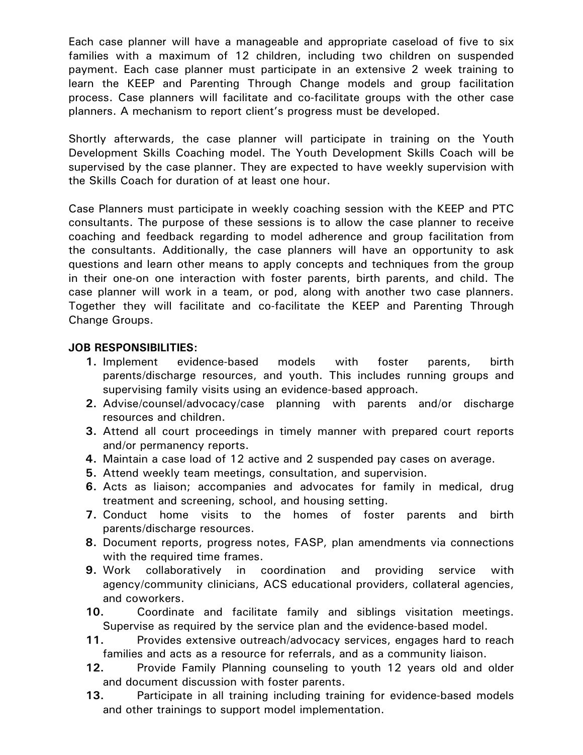Each case planner will have a manageable and appropriate caseload of five to six families with a maximum of 12 children, including two children on suspended payment. Each case planner must participate in an extensive 2 week training to learn the KEEP and Parenting Through Change models and group facilitation process. Case planners will facilitate and co-facilitate groups with the other case planners. A mechanism to report client's progress must be developed.

Shortly afterwards, the case planner will participate in training on the Youth Development Skills Coaching model. The Youth Development Skills Coach will be supervised by the case planner. They are expected to have weekly supervision with the Skills Coach for duration of at least one hour.

Case Planners must participate in weekly coaching session with the KEEP and PTC consultants. The purpose of these sessions is to allow the case planner to receive coaching and feedback regarding to model adherence and group facilitation from the consultants. Additionally, the case planners will have an opportunity to ask questions and learn other means to apply concepts and techniques from the group in their one-on one interaction with foster parents, birth parents, and child. The case planner will work in a team, or pod, along with another two case planners. Together they will facilitate and co-facilitate the KEEP and Parenting Through Change Groups.

**JOB RESPONSIBILITIES:**

1. Implement evidence-based models with foster parents, birth parents/discharge resources, and youth. This includes running groups and supervising family visits using an evidence-based approach.
2. Advise/counsel/advocacy/case planning with parents and/or discharge resources and children.
3. Attend all court proceedings in timely manner with prepared court reports and/or permanency reports.
4. Maintain a case load of 12 active and 2 suspended pay cases on average.
5. Attend weekly team meetings, consultation, and supervision.
6. Acts as liaison; accompanies and advocates for family in medical, drug treatment and screening, school, and housing setting.
7. Conduct home visits to the homes of foster parents and birth parents/discharge resources.
8. Document reports, progress notes, FASP, plan amendments via connections with the required time frames.
9. Work collaboratively in coordination and providing service with agency/community clinicians, ACS educational providers, collateral agencies, and coworkers.
10. Coordinate and facilitate family and siblings visitation meetings. Supervise as required by the service plan and the evidence-based model.
11. Provides extensive outreach/advocacy services, engages hard to reach families and acts as a resource for referrals, and as a community liaison.
12. Provide Family Planning counseling to youth 12 years old and older and document discussion with foster parents.
13. Participate in all training including training for evidence-based models and other trainings to support model implementation.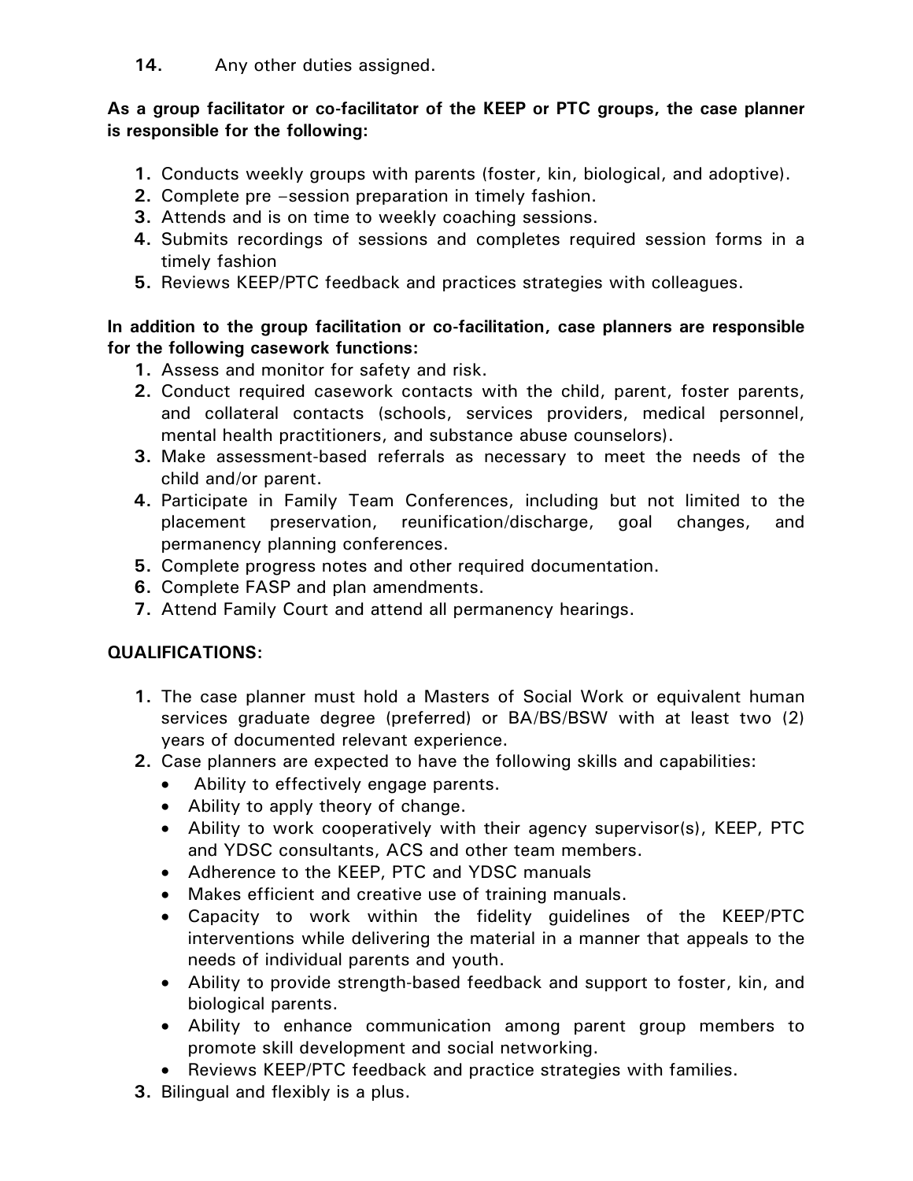14. Any other duties assigned.

**As a group facilitator or co-facilitator of the KEEP or PTC groups, the case planner is responsible for the following:**

1. Conducts weekly groups with parents (foster, kin, biological, and adoptive).
2. Complete pre –session preparation in timely fashion.
3. Attends and is on time to weekly coaching sessions.
4. Submits recordings of sessions and completes required session forms in a timely fashion
5. Reviews KEEP/PTC feedback and practices strategies with colleagues.

**In addition to the group facilitation or co-facilitation, case planners are responsible for the following casework functions:**

1. Assess and monitor for safety and risk.
2. Conduct required casework contacts with the child, parent, foster parents, and collateral contacts (schools, services providers, medical personnel, mental health practitioners, and substance abuse counselors).
3. Make assessment-based referrals as necessary to meet the needs of the child and/or parent.
4. Participate in Family Team Conferences, including but not limited to the placement preservation, reunification/discharge, goal changes, and permanency planning conferences.
5. Complete progress notes and other required documentation.
6. Complete FASP and plan amendments.
7. Attend Family Court and attend all permanency hearings.

**QUALIFICATIONS:**

1. The case planner must hold a Masters of Social Work or equivalent human services graduate degree (preferred) or BA/BS/BSW with at least two (2) years of documented relevant experience.
2. Case planners are expected to have the following skills and capabilities:
   - Ability to effectively engage parents.
   - Ability to apply theory of change.
   - Ability to work cooperatively with their agency supervisor(s), KEEP, PTC and YDSC consultants, ACS and other team members.
   - Adherence to the KEEP, PTC and YDSC manuals
   - Makes efficient and creative use of training manuals.
   - Capacity to work within the fidelity guidelines of the KEEP/PTC interventions while delivering the material in a manner that appeals to the needs of individual parents and youth.
   - Ability to provide strength-based feedback and support to foster, kin, and biological parents.
   - Ability to enhance communication among parent group members to promote skill development and social networking.
   - Reviews KEEP/PTC feedback and practice strategies with families.
3. Bilingual and flexibly is a plus.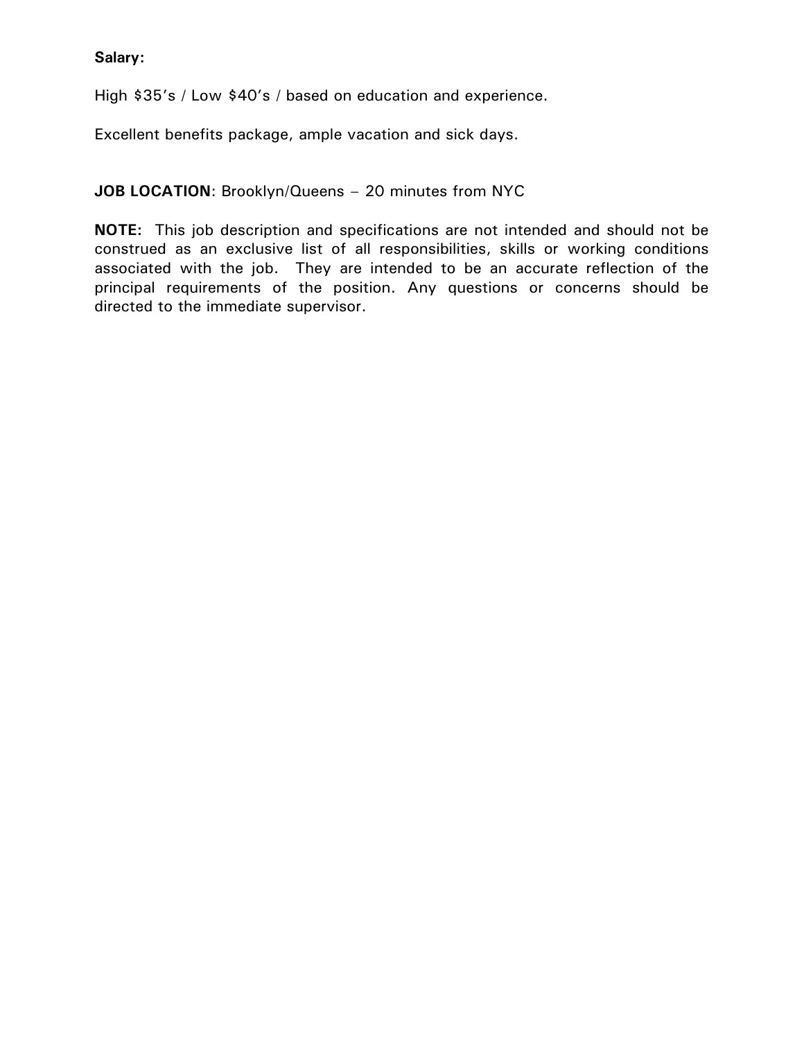**Salary:**

High $35's / Low $40's / based on education and experience.

Excellent benefits package, ample vacation and sick days.

**JOB LOCATION**: Brooklyn/Queens – 20 minutes from NYC

**NOTE:** This job description and specifications are not intended and should not be construed as an exclusive list of all responsibilities, skills or working conditions associated with the job. They are intended to be an accurate reflection of the principal requirements of the position. Any questions or concerns should be directed to the immediate supervisor.